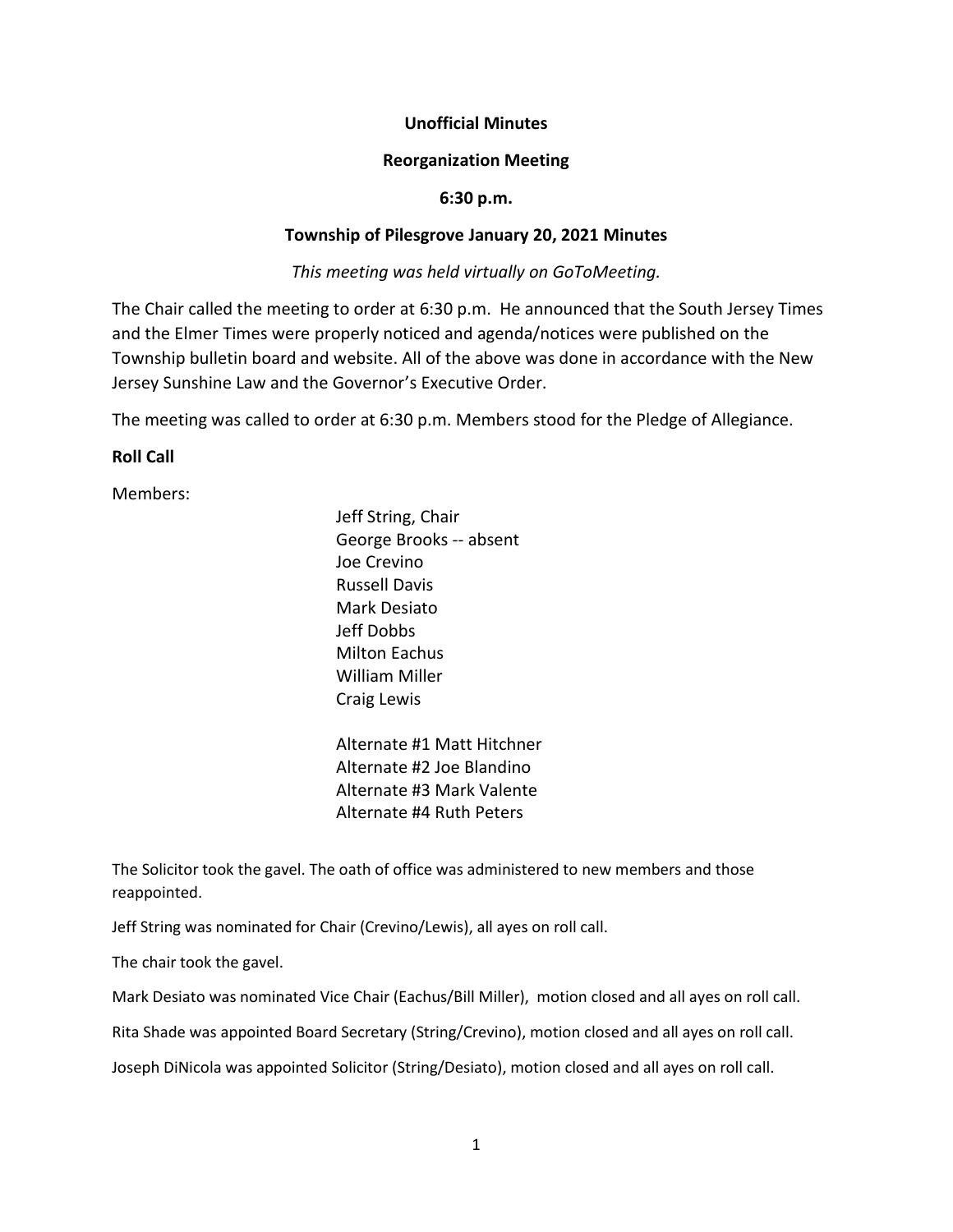**Unofficial Minutes**

**Reorganization Meeting**

**6:30 p.m.**

**Township of Pilesgrove January 20, 2021 Minutes**

*This meeting was held virtually on GoToMeeting.*

The Chair called the meeting to order at 6:30 p.m. He announced that the South Jersey Times and the Elmer Times were properly noticed and agenda/notices were published on the Township bulletin board and website. All of the above was done in accordance with the New Jersey Sunshine Law and the Governor's Executive Order.

The meeting was called to order at 6:30 p.m. Members stood for the Pledge of Allegiance.

**Roll Call**

Members:

Jeff String, Chair
George Brooks -- absent
Joe Crevino
Russell Davis
Mark Desiato
Jeff Dobbs
Milton Eachus
William Miller
Craig Lewis

Alternate #1 Matt Hitchner
Alternate #2 Joe Blandino
Alternate #3 Mark Valente
Alternate #4 Ruth Peters

The Solicitor took the gavel. The oath of office was administered to new members and those reappointed.

Jeff String was nominated for Chair (Crevino/Lewis), all ayes on roll call.

The chair took the gavel.

Mark Desiato was nominated Vice Chair (Eachus/Bill Miller), motion closed and all ayes on roll call.

Rita Shade was appointed Board Secretary (String/Crevino), motion closed and all ayes on roll call.

Joseph DiNicola was appointed Solicitor (String/Desiato), motion closed and all ayes on roll call.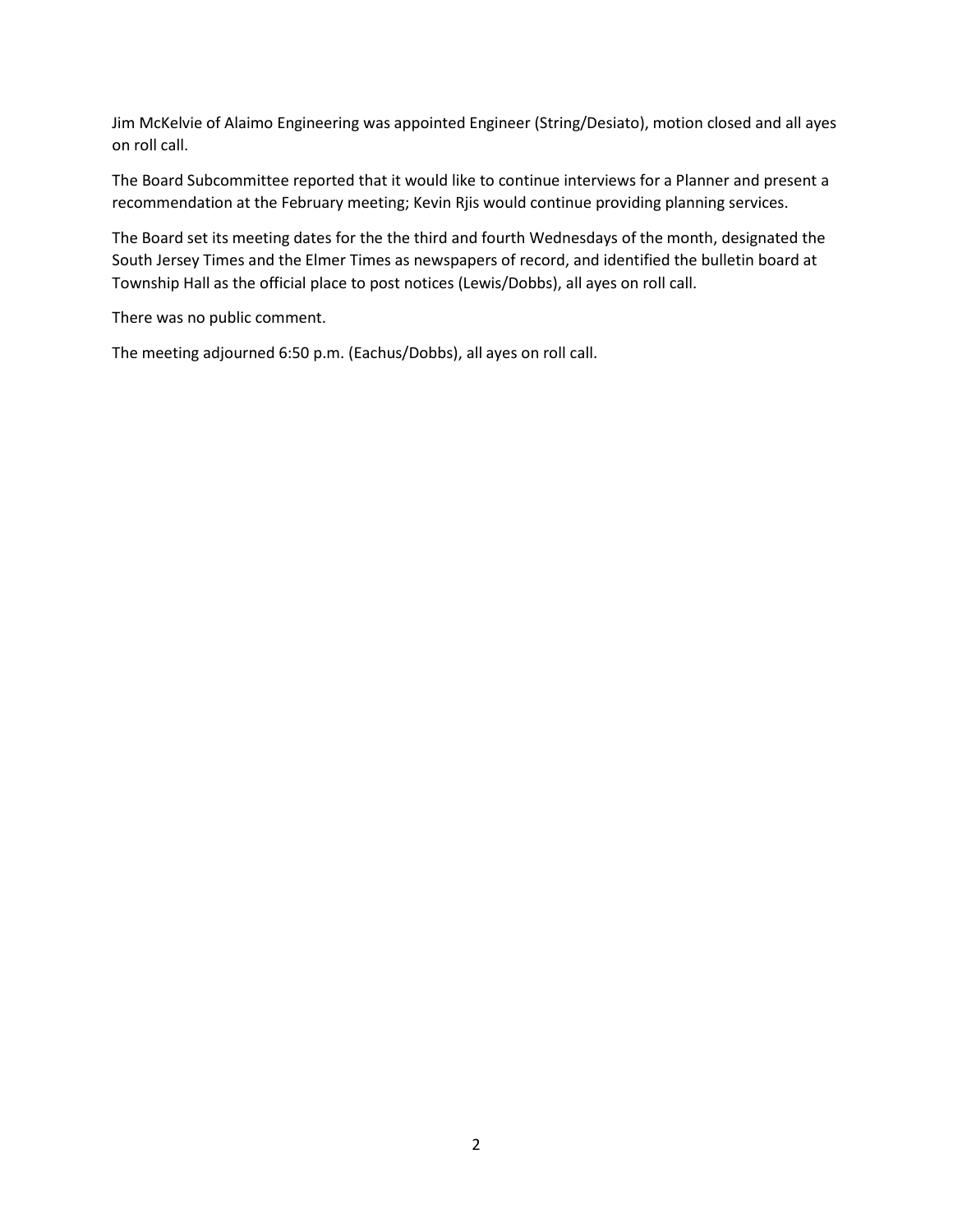Jim McKelvie of Alaimo Engineering was appointed Engineer (String/Desiato), motion closed and all ayes on roll call.

The Board Subcommittee reported that it would like to continue interviews for a Planner and present a recommendation at the February meeting; Kevin Rjis would continue providing planning services.

The Board set its meeting dates for the the third and fourth Wednesdays of the month, designated the South Jersey Times and the Elmer Times as newspapers of record, and identified the bulletin board at Township Hall as the official place to post notices (Lewis/Dobbs), all ayes on roll call.

There was no public comment.

The meeting adjourned 6:50 p.m. (Eachus/Dobbs), all ayes on roll call.